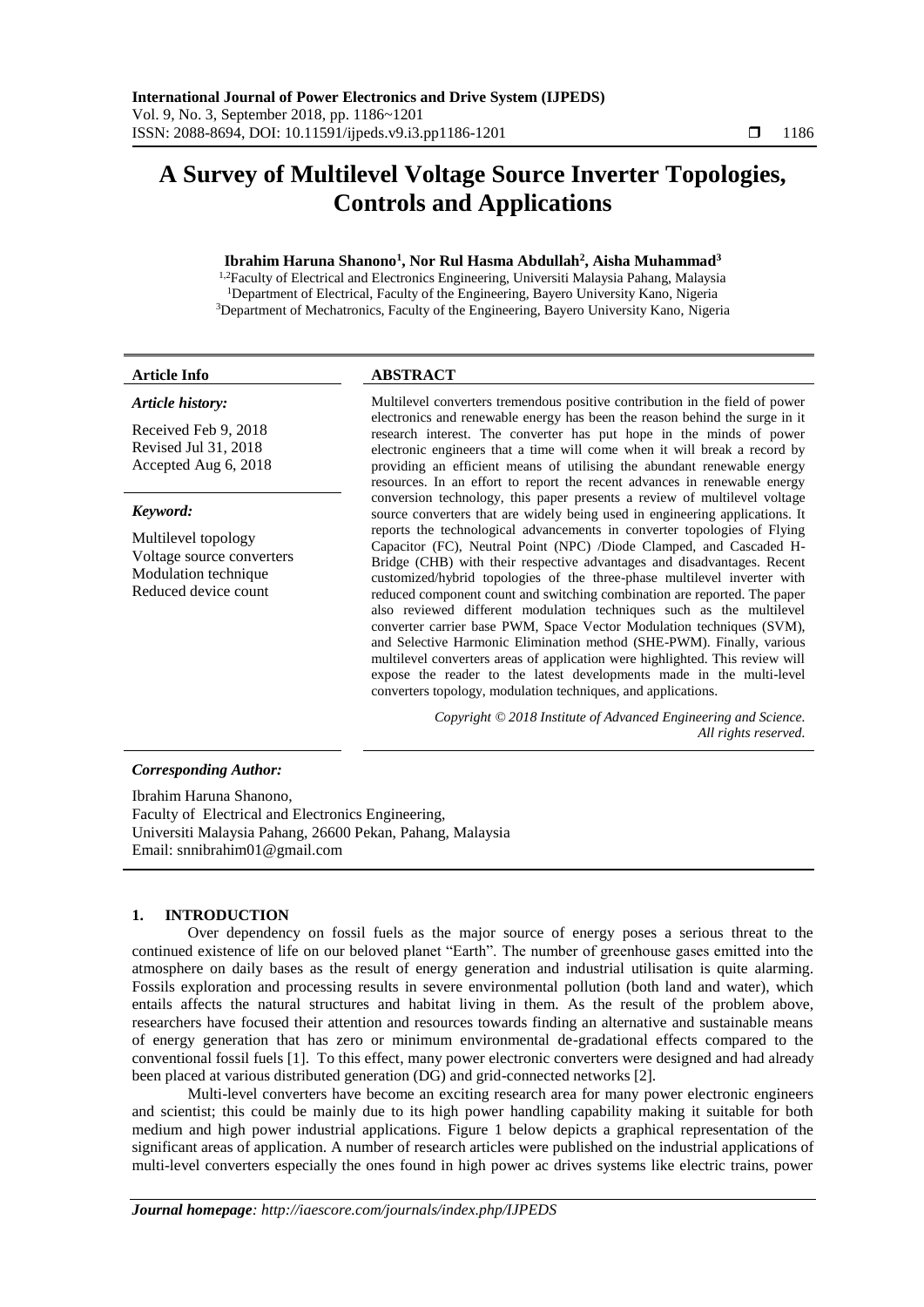# A Survey of Multilevel Voltage Source Inverter Topologies, Controls and Applications

**Ibrahim Haruna Shanono[1], Nor Rul Hasma Abdullah[2], Aisha Muhammad[3]**

[1,2]Faculty of Electrical and Electronics Engineering, Universiti Malaysia Pahang, Malaysia
[1]Department of Electrical, Faculty of the Engineering, Bayero University Kano, Nigeria
[3]Department of Mechatronics, Faculty of the Engineering, Bayero University Kano, Nigeria

| **Article Info** | **ABSTRACT** |
|---|---|

***Article history:***

Received Feb 9, 2018
Revised Jul 31, 2018
Accepted Aug 6, 2018

***Keyword:***

Multilevel topology
Voltage source converters
Modulation technique
Reduced device count

Multilevel converters tremendous positive contribution in the field of power electronics and renewable energy has been the reason behind the surge in it research interest. The converter has put hope in the minds of power electronic engineers that a time will come when it will break a record by providing an efficient means of utilising the abundant renewable energy resources. In an effort to report the recent advances in renewable energy conversion technology, this paper presents a review of multilevel voltage source converters that are widely being used in engineering applications. It reports the technological advancements in converter topologies of Flying Capacitor (FC), Neutral Point (NPC) /Diode Clamped, and Cascaded H-Bridge (CHB) with their respective advantages and disadvantages. Recent customized/hybrid topologies of the three-phase multilevel inverter with reduced component count and switching combination are reported. The paper also reviewed different modulation techniques such as the multilevel converter carrier base PWM, Space Vector Modulation techniques (SVM), and Selective Harmonic Elimination method (SHE-PWM). Finally, various multilevel converters areas of application were highlighted. This review will expose the reader to the latest developments made in the multi-level converters topology, modulation techniques, and applications.

*Copyright © 2018 Institute of Advanced Engineering and Science. All rights reserved.*

***Corresponding Author:***

Ibrahim Haruna Shanono,
Faculty of Electrical and Electronics Engineering,
Universiti Malaysia Pahang, 26600 Pekan, Pahang, Malaysia
Email: snnibrahim01@gmail.com

## 1. INTRODUCTION

Over dependency on fossil fuels as the major source of energy poses a serious threat to the continued existence of life on our beloved planet "Earth". The number of greenhouse gases emitted into the atmosphere on daily bases as the result of energy generation and industrial utilisation is quite alarming. Fossils exploration and processing results in severe environmental pollution (both land and water), which entails affects the natural structures and habitat living in them. As the result of the problem above, researchers have focused their attention and resources towards finding an alternative and sustainable means of energy generation that has zero or minimum environmental de-gradational effects compared to the conventional fossil fuels [1]. To this effect, many power electronic converters were designed and had already been placed at various distributed generation (DG) and grid-connected networks [2].

Multi-level converters have become an exciting research area for many power electronic engineers and scientist; this could be mainly due to its high power handling capability making it suitable for both medium and high power industrial applications. Figure 1 below depicts a graphical representation of the significant areas of application. A number of research articles were published on the industrial applications of multi-level converters especially the ones found in high power ac drives systems like electric trains, power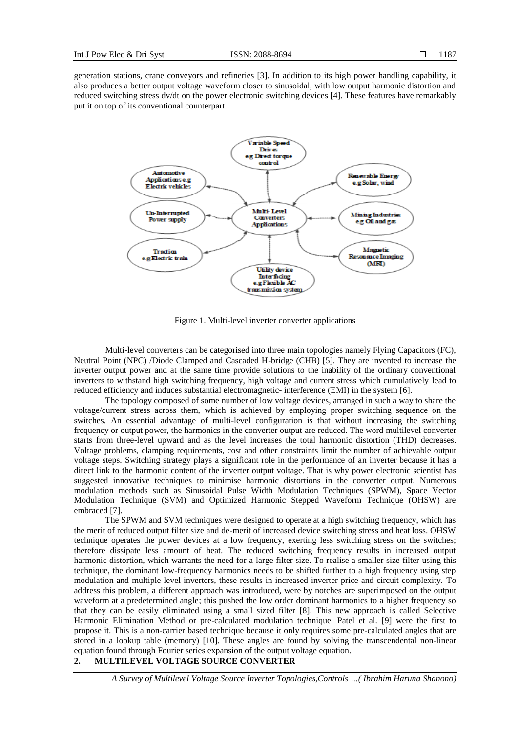generation stations, crane conveyors and refineries [3]. In addition to its high power handling capability, it also produces a better output voltage waveform closer to sinusoidal, with low output harmonic distortion and reduced switching stress dv/dt on the power electronic switching devices [4]. These features have remarkably put it on top of its conventional counterpart.

Figure 1. Multi-level inverter converter applications

Multi-level converters can be categorised into three main topologies namely Flying Capacitors (FC), Neutral Point (NPC) /Diode Clamped and Cascaded H-bridge (CHB) [5]. They are invented to increase the inverter output power and at the same time provide solutions to the inability of the ordinary conventional inverters to withstand high switching frequency, high voltage and current stress which cumulatively lead to reduced efficiency and induces substantial electromagnetic- interference (EMI) in the system [6].

The topology composed of some number of low voltage devices, arranged in such a way to share the voltage/current stress across them, which is achieved by employing proper switching sequence on the switches. An essential advantage of multi-level configuration is that without increasing the switching frequency or output power, the harmonics in the converter output are reduced. The word multilevel converter starts from three-level upward and as the level increases the total harmonic distortion (THD) decreases. Voltage problems, clamping requirements, cost and other constraints limit the number of achievable output voltage steps. Switching strategy plays a significant role in the performance of an inverter because it has a direct link to the harmonic content of the inverter output voltage. That is why power electronic scientist has suggested innovative techniques to minimise harmonic distortions in the converter output. Numerous modulation methods such as Sinusoidal Pulse Width Modulation Techniques (SPWM), Space Vector Modulation Technique (SVM) and Optimized Harmonic Stepped Waveform Technique (OHSW) are embraced [7].

The SPWM and SVM techniques were designed to operate at a high switching frequency, which has the merit of reduced output filter size and de-merit of increased device switching stress and heat loss. OHSW technique operates the power devices at a low frequency, exerting less switching stress on the switches; therefore dissipate less amount of heat. The reduced switching frequency results in increased output harmonic distortion, which warrants the need for a large filter size. To realise a smaller size filter using this technique, the dominant low-frequency harmonics needs to be shifted further to a high frequency using step modulation and multiple level inverters, these results in increased inverter price and circuit complexity. To address this problem, a different approach was introduced, were by notches are superimposed on the output waveform at a predetermined angle; this pushed the low order dominant harmonics to a higher frequency so that they can be easily eliminated using a small sized filter [8]. This new approach is called Selective Harmonic Elimination Method or pre-calculated modulation technique. Patel et al. [9] were the first to propose it. This is a non-carrier based technique because it only requires some pre-calculated angles that are stored in a lookup table (memory) [10]. These angles are found by solving the transcendental non-linear equation found through Fourier series expansion of the output voltage equation.

## 2. MULTILEVEL VOLTAGE SOURCE CONVERTER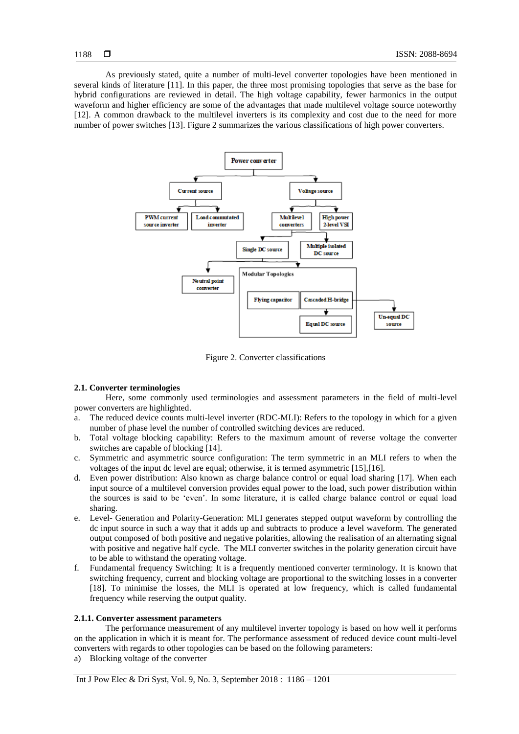As previously stated, quite a number of multi-level converter topologies have been mentioned in several kinds of literature [11]. In this paper, the three most promising topologies that serve as the base for hybrid configurations are reviewed in detail. The high voltage capability, fewer harmonics in the output waveform and higher efficiency are some of the advantages that made multilevel voltage source noteworthy [12]. A common drawback to the multilevel inverters is its complexity and cost due to the need for more number of power switches [13]. Figure 2 summarizes the various classifications of high power converters.

Figure 2. Converter classifications

### 2.1. Converter terminologies

Here, some commonly used terminologies and assessment parameters in the field of multi-level power converters are highlighted.

a. The reduced device counts multi-level inverter (RDC-MLI): Refers to the topology in which for a given number of phase level the number of controlled switching devices are reduced.
b. Total voltage blocking capability: Refers to the maximum amount of reverse voltage the converter switches are capable of blocking [14].
c. Symmetric and asymmetric source configuration: The term symmetric in an MLI refers to when the voltages of the input dc level are equal; otherwise, it is termed asymmetric [15],[16].
d. Even power distribution: Also known as charge balance control or equal load sharing [17]. When each input source of a multilevel conversion provides equal power to the load, such power distribution within the sources is said to be 'even'. In some literature, it is called charge balance control or equal load sharing.
e. Level- Generation and Polarity-Generation: MLI generates stepped output waveform by controlling the dc input source in such a way that it adds up and subtracts to produce a level waveform. The generated output composed of both positive and negative polarities, allowing the realisation of an alternating signal with positive and negative half cycle. The MLI converter switches in the polarity generation circuit have to be able to withstand the operating voltage.
f. Fundamental frequency Switching: It is a frequently mentioned converter terminology. It is known that switching frequency, current and blocking voltage are proportional to the switching losses in a converter [18]. To minimise the losses, the MLI is operated at low frequency, which is called fundamental frequency while reserving the output quality.

#### 2.1.1. Converter assessment parameters

The performance measurement of any multilevel inverter topology is based on how well it performs on the application in which it is meant for. The performance assessment of reduced device count multi-level converters with regards to other topologies can be based on the following parameters:

a) Blocking voltage of the converter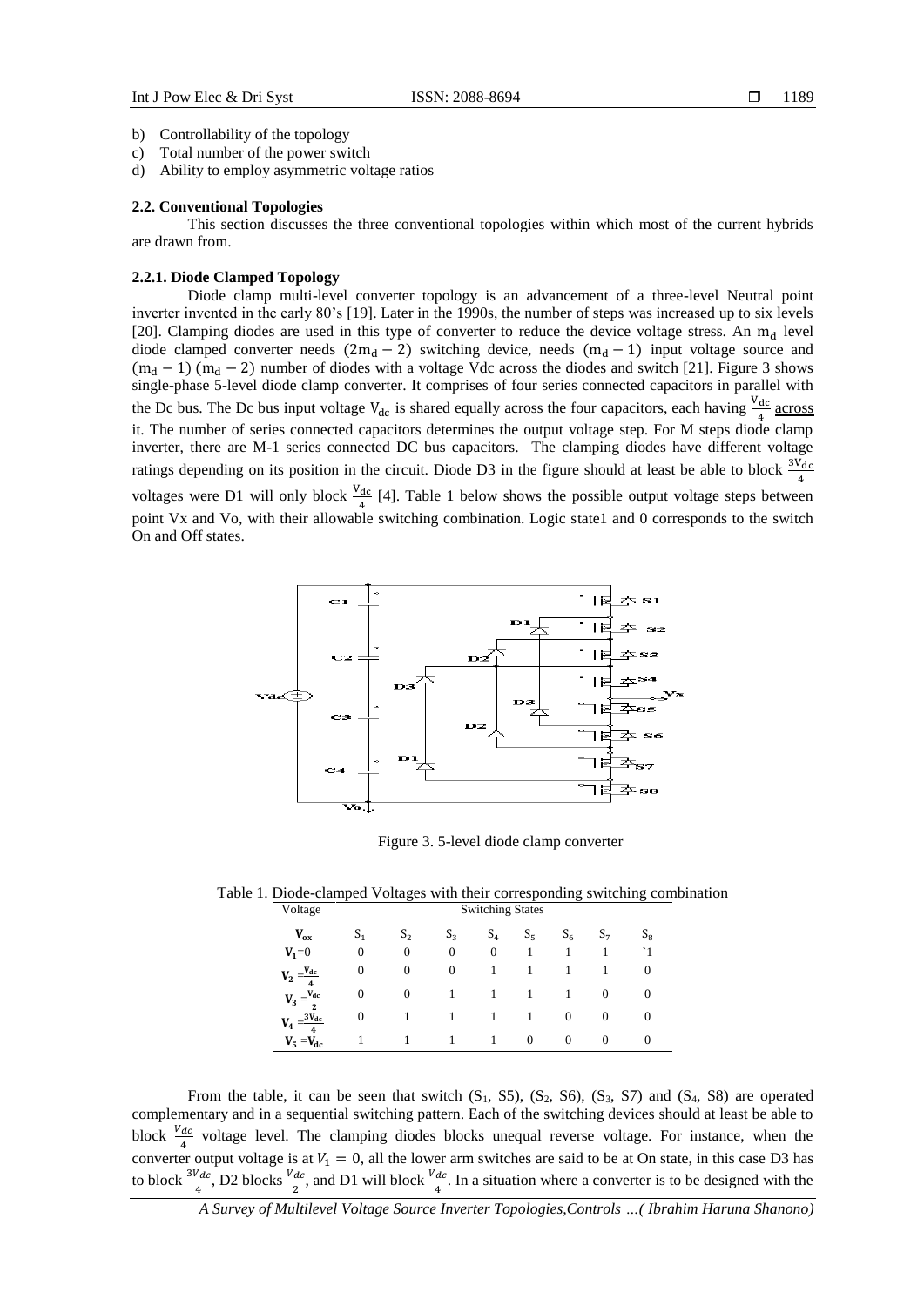b) Controllability of the topology
c) Total number of the power switch
d) Ability to employ asymmetric voltage ratios

### 2.2. Conventional Topologies

This section discusses the three conventional topologies within which most of the current hybrids are drawn from.

#### 2.2.1. Diode Clamped Topology

Diode clamp multi-level converter topology is an advancement of a three-level Neutral point inverter invented in the early 80's [19]. Later in the 1990s, the number of steps was increased up to six levels [20]. Clamping diodes are used in this type of converter to reduce the device voltage stress. An $m_d$ level diode clamped converter needs $(2m_d - 2)$ switching device, needs $(m_d - 1)$ input voltage source and $(m_d - 1)(m_d - 2)$ number of diodes with a voltage Vdc across the diodes and switch [21]. Figure 3 shows single-phase 5-level diode clamp converter. It comprises of four series connected capacitors in parallel with the Dc bus. The Dc bus input voltage $V_{dc}$ is shared equally across the four capacitors, each having $\frac{V_{dc}}{4}$ across it. The number of series connected capacitors determines the output voltage step. For M steps diode clamp inverter, there are M-1 series connected DC bus capacitors. The clamping diodes have different voltage ratings depending on its position in the circuit. Diode D3 in the figure should at least be able to block $\frac{3V_{dc}}{4}$ voltages were D1 will only block $\frac{V_{dc}}{4}$ [4]. Table 1 below shows the possible output voltage steps between point Vx and Vo, with their allowable switching combination. Logic state1 and 0 corresponds to the switch On and Off states.

Figure 3. 5-level diode clamp converter

Table 1. Diode-clamped Voltages with their corresponding switching combination

| Voltage | Switching States | | | | | | | |
|---|---|---|---|---|---|---|---|---|
| $V_{ox}$ | $S_1$ | $S_2$ | $S_3$ | $S_4$ | $S_5$ | $S_6$ | $S_7$ | $S_8$ |
| $V_1=0$ | 0 | 0 | 0 | 0 | 1 | 1 | 1 | `1 |
| $V_2=\frac{V_{dc}}{4}$ | 0 | 0 | 0 | 1 | 1 | 1 | 1 | 0 |
| $V_3=\frac{V_{dc}}{2}$ | 0 | 0 | 1 | 1 | 1 | 1 | 0 | 0 |
| $V_4=\frac{3V_{dc}}{4}$ | 0 | 1 | 1 | 1 | 1 | 0 | 0 | 0 |
| $V_5=V_{dc}$ | 1 | 1 | 1 | 1 | 0 | 0 | 0 | 0 |

From the table, it can be seen that switch ($S_1$, S5), ($S_2$, S6), ($S_3$, S7) and ($S_4$, S8) are operated complementary and in a sequential switching pattern. Each of the switching devices should at least be able to block $\frac{V_{dc}}{4}$ voltage level. The clamping diodes blocks unequal reverse voltage. For instance, when the converter output voltage is at $V_1 = 0$, all the lower arm switches are said to be at On state, in this case D3 has to block $\frac{3V_{dc}}{4}$, D2 blocks $\frac{V_{dc}}{2}$, and D1 will block $\frac{V_{dc}}{4}$. In a situation where a converter is to be designed with the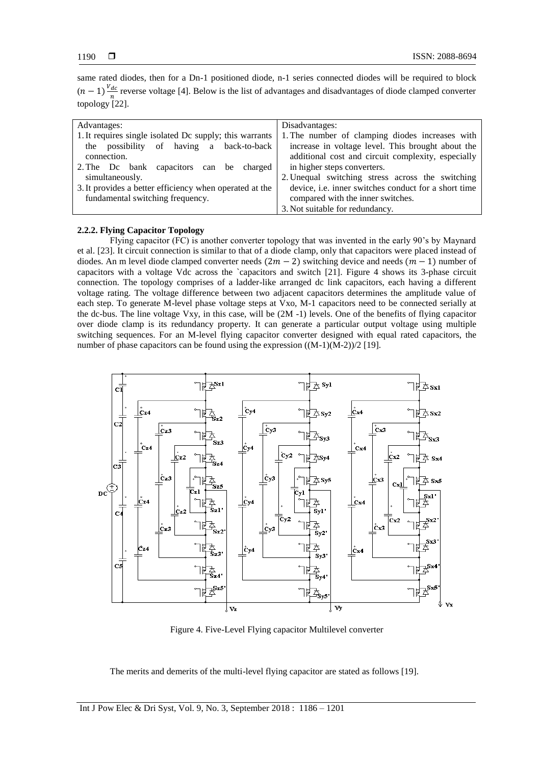same rated diodes, then for a Dn-1 positioned diode, n-1 series connected diodes will be required to block $(n-1)\frac{V_{dc}}{n}$ reverse voltage [4]. Below is the list of advantages and disadvantages of diode clamped converter topology [22].

| Advantages: | Disadvantages: |
|---|---|
| 1. It requires single isolated Dc supply; this warrants the possibility of having a back-to-back connection.<br>2. The Dc bank capacitors can be charged simultaneously.<br>3. It provides a better efficiency when operated at the fundamental switching frequency. | 1. The number of clamping diodes increases with increase in voltage level. This brought about the additional cost and circuit complexity, especially in higher steps converters.<br>2. Unequal switching stress across the switching device, i.e. inner switches conduct for a short time compared with the inner switches.<br>3. Not suitable for redundancy. |

#### 2.2.2. Flying Capacitor Topology

Flying capacitor (FC) is another converter topology that was invented in the early 90's by Maynard et al. [23]. It circuit connection is similar to that of a diode clamp, only that capacitors were placed instead of diodes. An m level diode clamped converter needs $(2m-2)$ switching device and needs $(m-1)$ number of capacitors with a voltage Vdc across the `capacitors and switch [21]. Figure 4 shows its 3-phase circuit connection. The topology comprises of a ladder-like arranged dc link capacitors, each having a different voltage rating. The voltage difference between two adjacent capacitors determines the amplitude value of each step. To generate M-level phase voltage steps at Vxo, M-1 capacitors need to be connected serially at the dc-bus. The line voltage Vxy, in this case, will be (2M -1) levels. One of the benefits of flying capacitor over diode clamp is its redundancy property. It can generate a particular output voltage using multiple switching sequences. For an M-level flying capacitor converter designed with equal rated capacitors, the number of phase capacitors can be found using the expression ((M-1)(M-2))/2 [19].

Figure 4. Five-Level Flying capacitor Multilevel converter

The merits and demerits of the multi-level flying capacitor are stated as follows [19].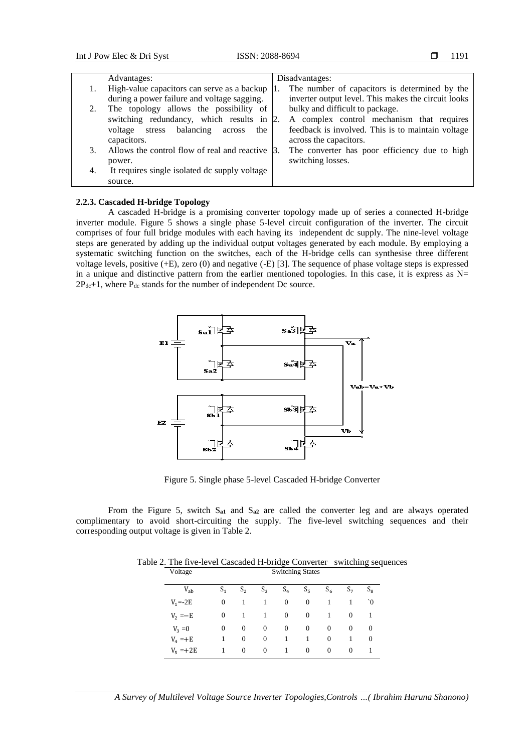| Advantages: | Disadvantages: |
|---|---|
| 1. High-value capacitors can serve as a backup during a power failure and voltage sagging. | 1. The number of capacitors is determined by the inverter output level. This makes the circuit looks bulky and difficult to package. |
| 2. The topology allows the possibility of switching redundancy, which results in voltage stress balancing across the capacitors. | 2. A complex control mechanism that requires feedback is involved. This is to maintain voltage across the capacitors. |
| 3. Allows the control flow of real and reactive power. | 3. The converter has poor efficiency due to high switching losses. |
| 4. It requires single isolated dc supply voltage source. | |

### 2.2.3. Cascaded H-bridge Topology

A cascaded H-bridge is a promising converter topology made up of series a connected H-bridge inverter module. Figure 5 shows a single phase 5-level circuit configuration of the inverter. The circuit comprises of four full bridge modules with each having its independent dc supply. The nine-level voltage steps are generated by adding up the individual output voltages generated by each module. By employing a systematic switching function on the switches, each of the H-bridge cells can synthesise three different voltage levels, positive (+E), zero (0) and negative (-E) [3]. The sequence of phase voltage steps is expressed in a unique and distinctive pattern from the earlier mentioned topologies. In this case, it is express as $N = 2P_{dc}+1$, where $P_{dc}$ stands for the number of independent Dc source.

Figure 5. Single phase 5-level Cascaded H-bridge Converter

From the Figure 5, switch $S_{a1}$ and $S_{a2}$ are called the converter leg and are always operated complimentary to avoid short-circuiting the supply. The five-level switching sequences and their corresponding output voltage is given in Table 2.

Table 2. The five-level Cascaded H-bridge Converter switching sequences

| Voltage | Switching States | | | | | | | |
|---|---|---|---|---|---|---|---|---|
| $V_{ab}$ | $S_1$ | $S_2$ | $S_3$ | $S_4$ | $S_5$ | $S_6$ | $S_7$ | $S_8$ |
| $V_1$=-2E | 0 | 1 | 1 | 0 | 0 | 1 | 1 | `0 |
| $V_2$ =−E | 0 | 1 | 1 | 0 | 0 | 1 | 0 | 1 |
| $V_3$ =0 | 0 | 0 | 0 | 0 | 0 | 0 | 0 | 0 |
| $V_4$ =+E | 1 | 0 | 0 | 1 | 1 | 0 | 1 | 0 |
| $V_5$ =+2E | 1 | 0 | 0 | 1 | 0 | 0 | 0 | 1 |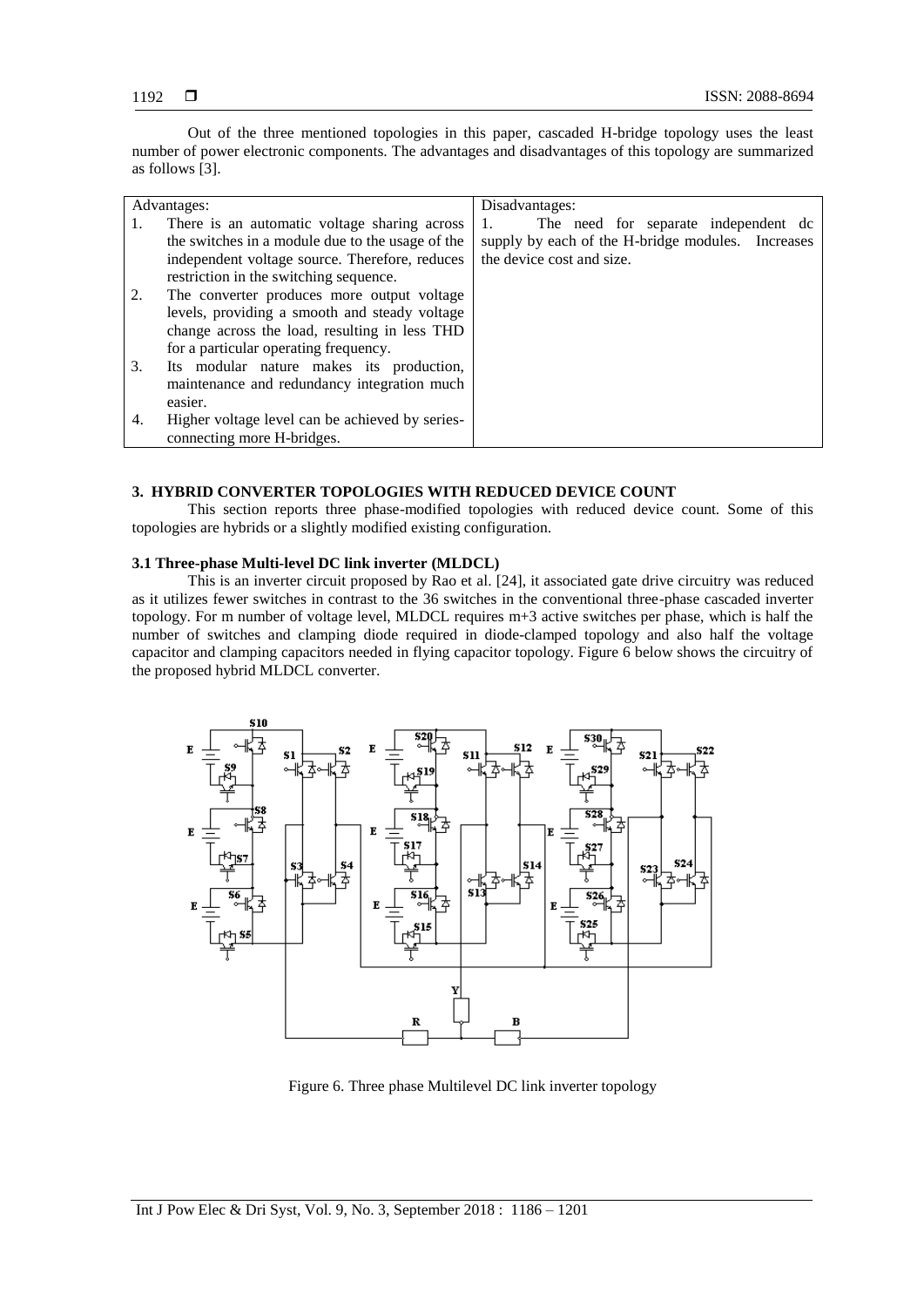Out of the three mentioned topologies in this paper, cascaded H-bridge topology uses the least number of power electronic components. The advantages and disadvantages of this topology are summarized as follows [3].

| Advantages: | Disadvantages: |
|---|---|
| 1. There is an automatic voltage sharing across the switches in a module due to the usage of the independent voltage source. Therefore, reduces restriction in the switching sequence.<br>2. The converter produces more output voltage levels, providing a smooth and steady voltage change across the load, resulting in less THD for a particular operating frequency.<br>3. Its modular nature makes its production, maintenance and redundancy integration much easier.<br>4. Higher voltage level can be achieved by series-connecting more H-bridges. | 1. The need for separate independent dc supply by each of the H-bridge modules. Increases the device cost and size. |

## 3. HYBRID CONVERTER TOPOLOGIES WITH REDUCED DEVICE COUNT

This section reports three phase-modified topologies with reduced device count. Some of this topologies are hybrids or a slightly modified existing configuration.

### 3.1 Three-phase Multi-level DC link inverter (MLDCL)

This is an inverter circuit proposed by Rao et al. [24], it associated gate drive circuitry was reduced as it utilizes fewer switches in contrast to the 36 switches in the conventional three-phase cascaded inverter topology. For m number of voltage level, MLDCL requires m+3 active switches per phase, which is half the number of switches and clamping diode required in diode-clamped topology and also half the voltage capacitor and clamping capacitors needed in flying capacitor topology. Figure 6 below shows the circuitry of the proposed hybrid MLDCL converter.

Figure 6. Three phase Multilevel DC link inverter topology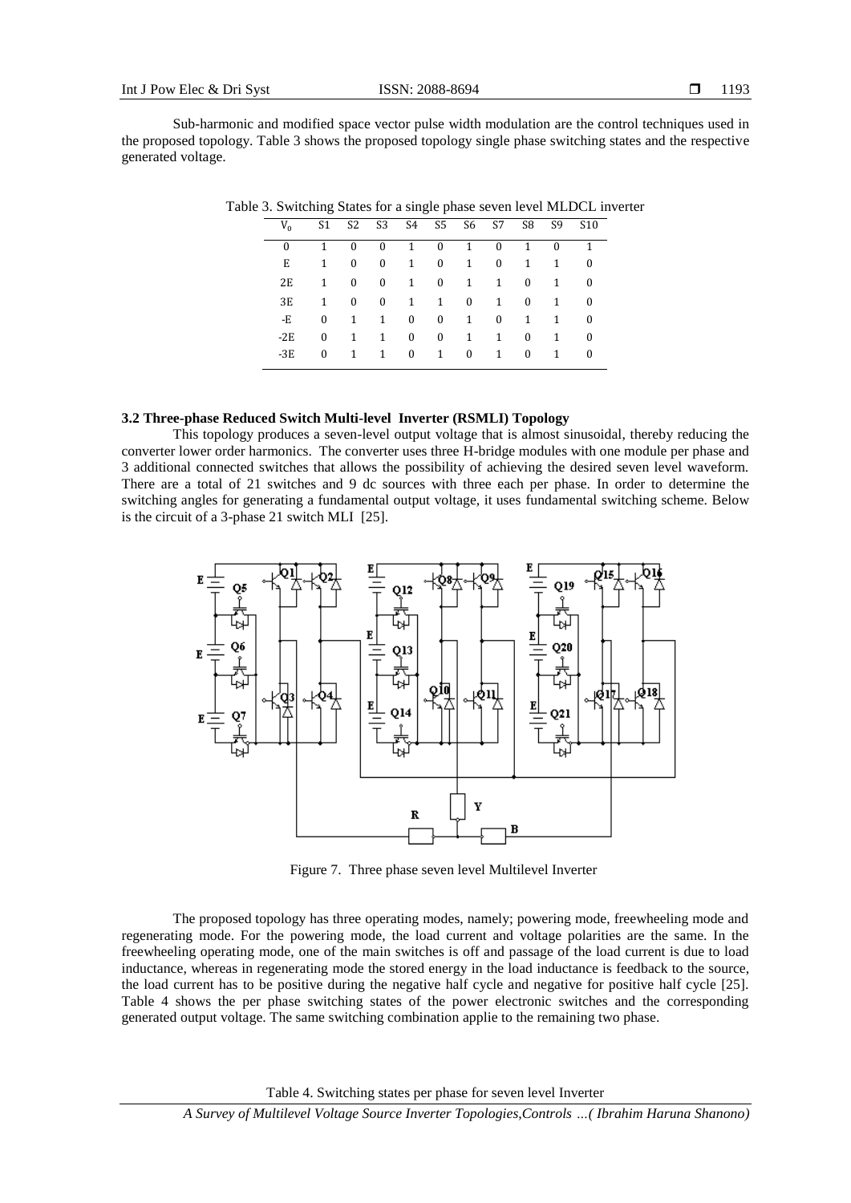Sub-harmonic and modified space vector pulse width modulation are the control techniques used in the proposed topology. Table 3 shows the proposed topology single phase switching states and the respective generated voltage.

Table 3. Switching States for a single phase seven level MLDCL inverter

| $V_0$ | S1 | S2 | S3 | S4 | S5 | S6 | S7 | S8 | S9 | S10 |
|---|---|---|---|---|---|---|---|---|---|---|
| 0 | 1 | 0 | 0 | 1 | 0 | 1 | 0 | 1 | 0 | 1 |
| E | 1 | 0 | 0 | 1 | 0 | 1 | 0 | 1 | 1 | 0 |
| 2E | 1 | 0 | 0 | 1 | 0 | 1 | 1 | 0 | 1 | 0 |
| 3E | 1 | 0 | 0 | 1 | 1 | 0 | 1 | 0 | 1 | 0 |
| -E | 0 | 1 | 1 | 0 | 0 | 1 | 0 | 1 | 1 | 0 |
| -2E | 0 | 1 | 1 | 0 | 0 | 1 | 1 | 0 | 1 | 0 |
| -3E | 0 | 1 | 1 | 0 | 1 | 0 | 1 | 0 | 1 | 0 |

### 3.2 Three-phase Reduced Switch Multi-level Inverter (RSMLI) Topology

This topology produces a seven-level output voltage that is almost sinusoidal, thereby reducing the converter lower order harmonics. The converter uses three H-bridge modules with one module per phase and 3 additional connected switches that allows the possibility of achieving the desired seven level waveform. There are a total of 21 switches and 9 dc sources with three each per phase. In order to determine the switching angles for generating a fundamental output voltage, it uses fundamental switching scheme. Below is the circuit of a 3-phase 21 switch MLI [25].

Figure 7. Three phase seven level Multilevel Inverter

The proposed topology has three operating modes, namely; powering mode, freewheeling mode and regenerating mode. For the powering mode, the load current and voltage polarities are the same. In the freewheeling operating mode, one of the main switches is off and passage of the load current is due to load inductance, whereas in regenerating mode the stored energy in the load inductance is feedback to the source, the load current has to be positive during the negative half cycle and negative for positive half cycle [25]. Table 4 shows the per phase switching states of the power electronic switches and the corresponding generated output voltage. The same switching combination applie to the remaining two phase.

Table 4. Switching states per phase for seven level Inverter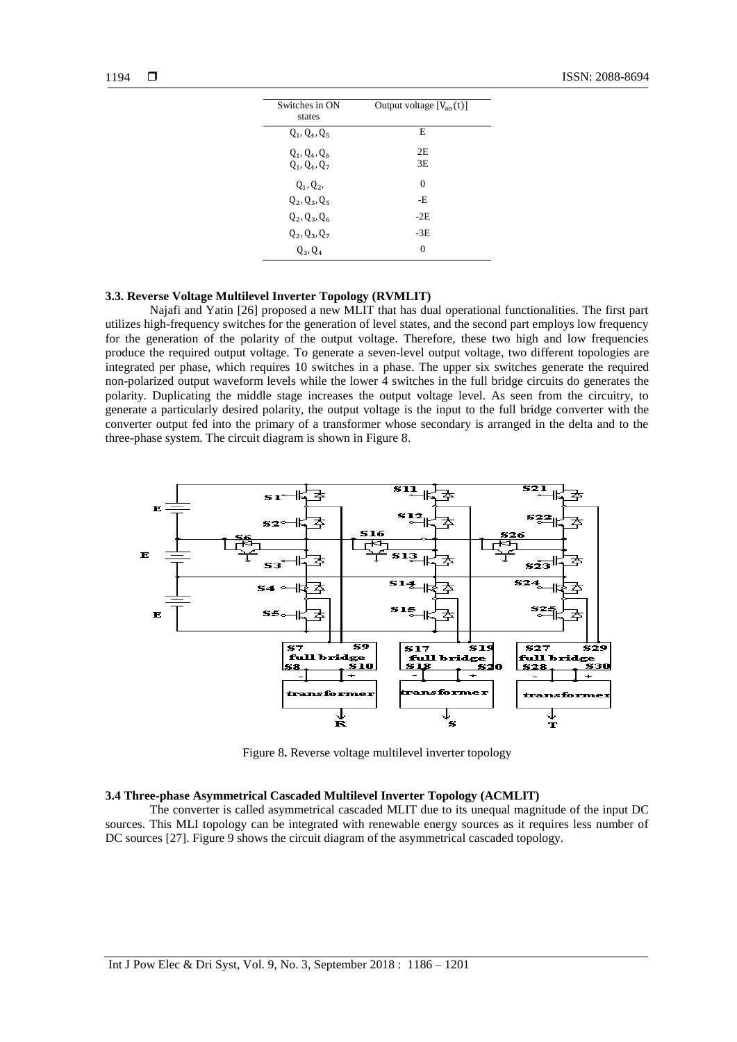| Switches in ON states | Output voltage $[V_{ao}(t)]$ |
| --- | --- |
| $Q_1, Q_4, Q_5$ | E |
| $Q_1, Q_4, Q_6$ | 2E |
| $Q_1, Q_4, Q_7$ | 3E |
| $Q_1, Q_2,$ | 0 |
| $Q_2, Q_3, Q_5$ | -E |
| $Q_2, Q_3, Q_6$ | -2E |
| $Q_2, Q_3, Q_7$ | -3E |
| $Q_3, Q_4$ | 0 |

### 3.3. Reverse Voltage Multilevel Inverter Topology (RVMLIT)

Najafi and Yatin [26] proposed a new MLIT that has dual operational functionalities. The first part utilizes high-frequency switches for the generation of level states, and the second part employs low frequency for the generation of the polarity of the output voltage. Therefore, these two high and low frequencies produce the required output voltage. To generate a seven-level output voltage, two different topologies are integrated per phase, which requires 10 switches in a phase. The upper six switches generate the required non-polarized output waveform levels while the lower 4 switches in the full bridge circuits do generates the polarity. Duplicating the middle stage increases the output voltage level. As seen from the circuitry, to generate a particularly desired polarity, the output voltage is the input to the full bridge converter with the converter output fed into the primary of a transformer whose secondary is arranged in the delta and to the three-phase system. The circuit diagram is shown in Figure 8.

Figure 8. Reverse voltage multilevel inverter topology

### 3.4 Three-phase Asymmetrical Cascaded Multilevel Inverter Topology (ACMLIT)

The converter is called asymmetrical cascaded MLIT due to its unequal magnitude of the input DC sources. This MLI topology can be integrated with renewable energy sources as it requires less number of DC sources [27]. Figure 9 shows the circuit diagram of the asymmetrical cascaded topology.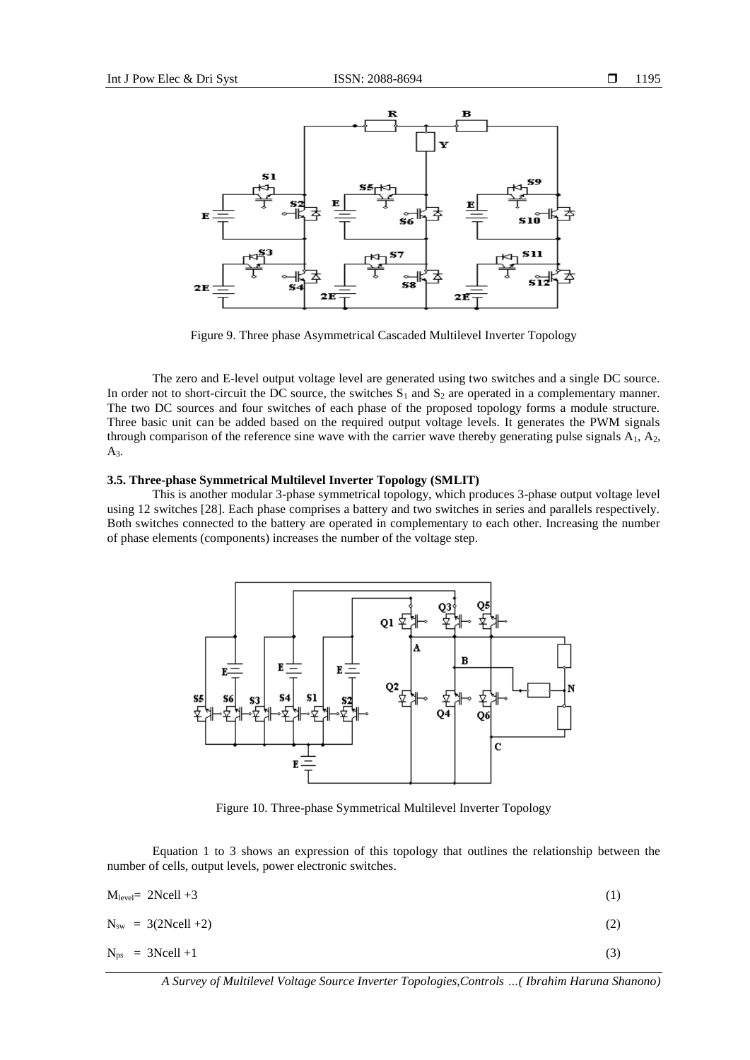Figure 9. Three phase Asymmetrical Cascaded Multilevel Inverter Topology

The zero and E-level output voltage level are generated using two switches and a single DC source. In order not to short-circuit the DC source, the switches $S_1$ and $S_2$ are operated in a complementary manner. The two DC sources and four switches of each phase of the proposed topology forms a module structure. Three basic unit can be added based on the required output voltage levels. It generates the PWM signals through comparison of the reference sine wave with the carrier wave thereby generating pulse signals $A_1$, $A_2$, $A_3$.

### 3.5. Three-phase Symmetrical Multilevel Inverter Topology (SMLIT)

This is another modular 3-phase symmetrical topology, which produces 3-phase output voltage level using 12 switches [28]. Each phase comprises a battery and two switches in series and parallels respectively. Both switches connected to the battery are operated in complementary to each other. Increasing the number of phase elements (components) increases the number of the voltage step.

Figure 10. Three-phase Symmetrical Multilevel Inverter Topology

Equation 1 to 3 shows an expression of this topology that outlines the relationship between the number of cells, output levels, power electronic switches.

$$M_{level} = 2Ncell + 3 \quad (1)$$

$$N_{sw} = 3(2Ncell + 2) \quad (2)$$

$$N_{ps} = 3Ncell + 1 \quad (3)$$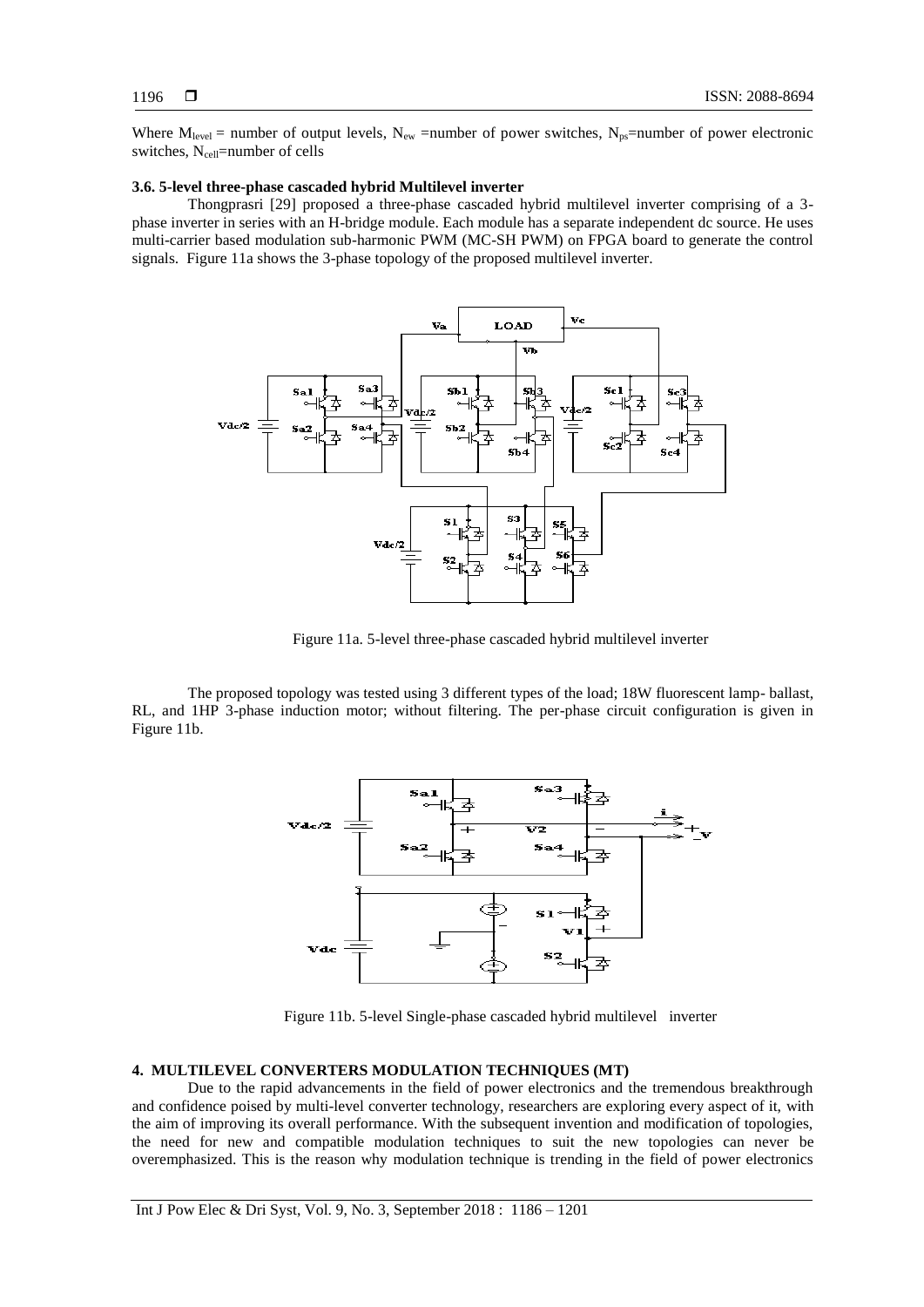Where $M_{level}$ = number of output levels, $N_{ew}$ =number of power switches, $N_{ps}$=number of power electronic switches, $N_{cell}$=number of cells

### 3.6. 5-level three-phase cascaded hybrid Multilevel inverter

Thongprasri [29] proposed a three-phase cascaded hybrid multilevel inverter comprising of a 3-phase inverter in series with an H-bridge module. Each module has a separate independent dc source. He uses multi-carrier based modulation sub-harmonic PWM (MC-SH PWM) on FPGA board to generate the control signals. Figure 11a shows the 3-phase topology of the proposed multilevel inverter.

Figure 11a. 5-level three-phase cascaded hybrid multilevel inverter

The proposed topology was tested using 3 different types of the load; 18W fluorescent lamp- ballast, RL, and 1HP 3-phase induction motor; without filtering. The per-phase circuit configuration is given in Figure 11b.

Figure 11b. 5-level Single-phase cascaded hybrid multilevel inverter

## 4. MULTILEVEL CONVERTERS MODULATION TECHNIQUES (MT)

Due to the rapid advancements in the field of power electronics and the tremendous breakthrough and confidence poised by multi-level converter technology, researchers are exploring every aspect of it, with the aim of improving its overall performance. With the subsequent invention and modification of topologies, the need for new and compatible modulation techniques to suit the new topologies can never be overemphasized. This is the reason why modulation technique is trending in the field of power electronics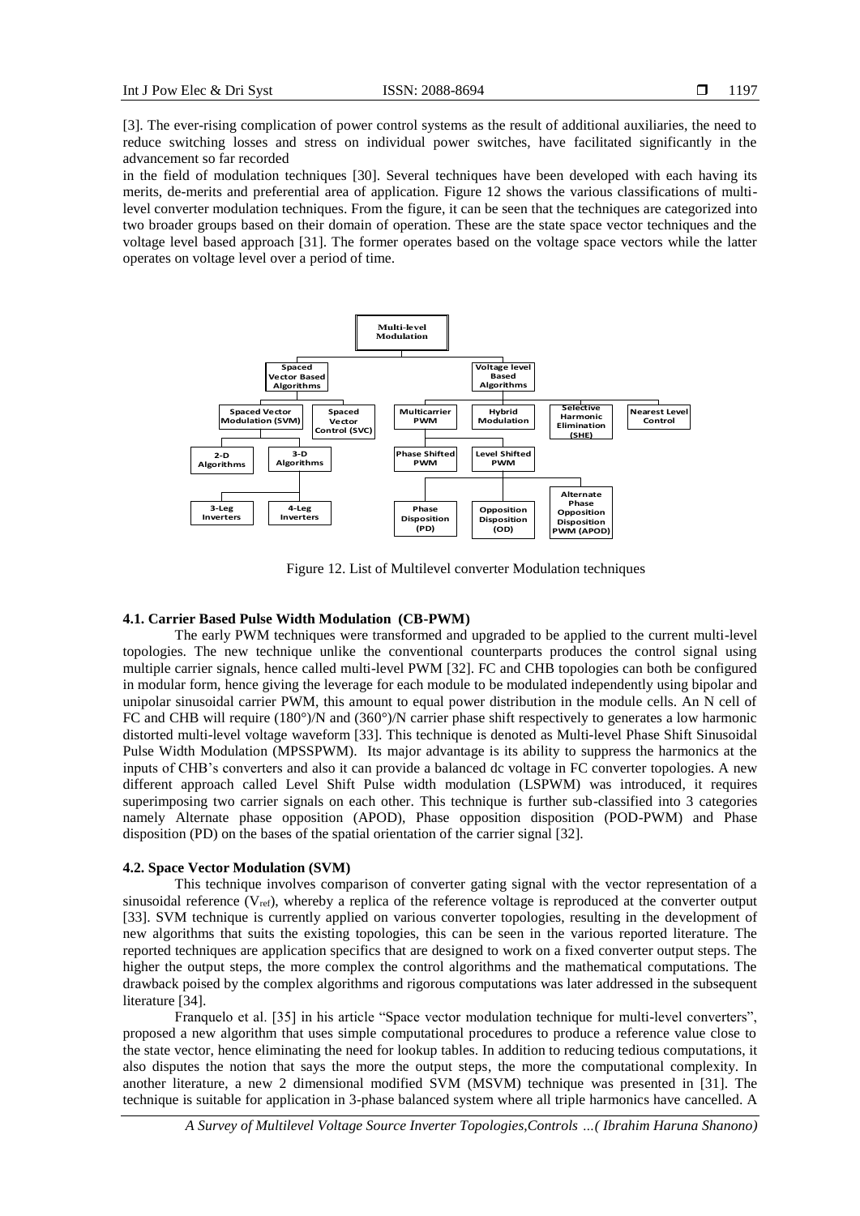[3]. The ever-rising complication of power control systems as the result of additional auxiliaries, the need to reduce switching losses and stress on individual power switches, have facilitated significantly in the advancement so far recorded

in the field of modulation techniques [30]. Several techniques have been developed with each having its merits, de-merits and preferential area of application. Figure 12 shows the various classifications of multi-level converter modulation techniques. From the figure, it can be seen that the techniques are categorized into two broader groups based on their domain of operation. These are the state space vector techniques and the voltage level based approach [31]. The former operates based on the voltage space vectors while the latter operates on voltage level over a period of time.

Figure 12. List of Multilevel converter Modulation techniques

### 4.1. Carrier Based Pulse Width Modulation (CB-PWM)

The early PWM techniques were transformed and upgraded to be applied to the current multi-level topologies. The new technique unlike the conventional counterparts produces the control signal using multiple carrier signals, hence called multi-level PWM [32]. FC and CHB topologies can both be configured in modular form, hence giving the leverage for each module to be modulated independently using bipolar and unipolar sinusoidal carrier PWM, this amount to equal power distribution in the module cells. An N cell of FC and CHB will require (180°)/N and (360°)/N carrier phase shift respectively to generates a low harmonic distorted multi-level voltage waveform [33]. This technique is denoted as Multi-level Phase Shift Sinusoidal Pulse Width Modulation (MPSSPWM). Its major advantage is its ability to suppress the harmonics at the inputs of CHB's converters and also it can provide a balanced dc voltage in FC converter topologies. A new different approach called Level Shift Pulse width modulation (LSPWM) was introduced, it requires superimposing two carrier signals on each other. This technique is further sub-classified into 3 categories namely Alternate phase opposition (APOD), Phase opposition disposition (POD-PWM) and Phase disposition (PD) on the bases of the spatial orientation of the carrier signal [32].

### 4.2. Space Vector Modulation (SVM)

This technique involves comparison of converter gating signal with the vector representation of a sinusoidal reference ($V_{ref}$), whereby a replica of the reference voltage is reproduced at the converter output [33]. SVM technique is currently applied on various converter topologies, resulting in the development of new algorithms that suits the existing topologies, this can be seen in the various reported literature. The reported techniques are application specifics that are designed to work on a fixed converter output steps. The higher the output steps, the more complex the control algorithms and the mathematical computations. The drawback poised by the complex algorithms and rigorous computations was later addressed in the subsequent literature [34].

Franquelo et al. [35] in his article "Space vector modulation technique for multi-level converters", proposed a new algorithm that uses simple computational procedures to produce a reference value close to the state vector, hence eliminating the need for lookup tables. In addition to reducing tedious computations, it also disputes the notion that says the more the output steps, the more the computational complexity. In another literature, a new 2 dimensional modified SVM (MSVM) technique was presented in [31]. The technique is suitable for application in 3-phase balanced system where all triple harmonics have cancelled. A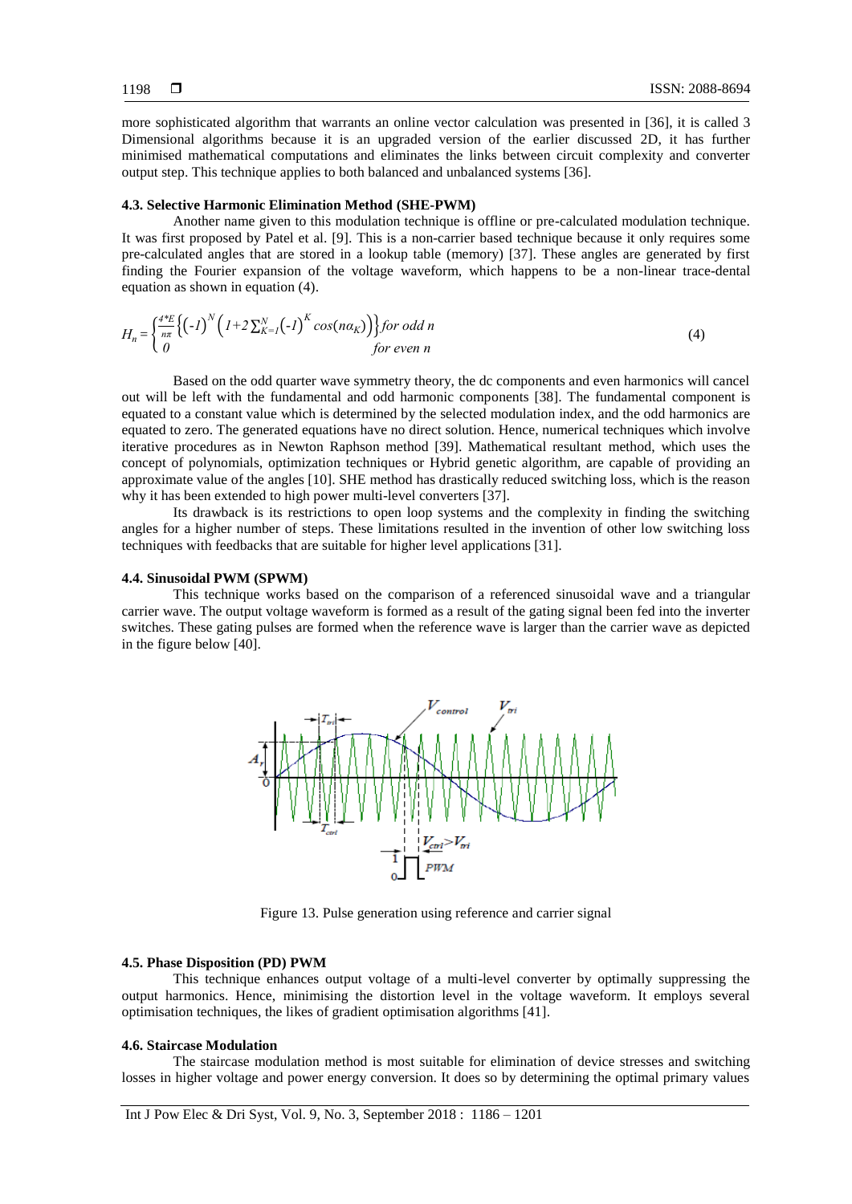more sophisticated algorithm that warrants an online vector calculation was presented in [36], it is called 3 Dimensional algorithms because it is an upgraded version of the earlier discussed 2D, it has further minimised mathematical computations and eliminates the links between circuit complexity and converter output step. This technique applies to both balanced and unbalanced systems [36].

### 4.3. Selective Harmonic Elimination Method (SHE-PWM)

Another name given to this modulation technique is offline or pre-calculated modulation technique. It was first proposed by Patel et al. [9]. This is a non-carrier based technique because it only requires some pre-calculated angles that are stored in a lookup table (memory) [37]. These angles are generated by first finding the Fourier expansion of the voltage waveform, which happens to be a non-linear trace-dental equation as shown in equation (4).

$$H_n = \begin{cases} \frac{4*E}{n\pi}\left\{(-1)^N\left(1+2\sum_{K=1}^{N}(-1)^K\cos(n\alpha_K)\right)\right\} & \text{for odd } n \\ 0 & \text{for even } n \end{cases} \tag{4}$$

Based on the odd quarter wave symmetry theory, the dc components and even harmonics will cancel out will be left with the fundamental and odd harmonic components [38]. The fundamental component is equated to a constant value which is determined by the selected modulation index, and the odd harmonics are equated to zero. The generated equations have no direct solution. Hence, numerical techniques which involve iterative procedures as in Newton Raphson method [39]. Mathematical resultant method, which uses the concept of polynomials, optimization techniques or Hybrid genetic algorithm, are capable of providing an approximate value of the angles [10]. SHE method has drastically reduced switching loss, which is the reason why it has been extended to high power multi-level converters [37].

Its drawback is its restrictions to open loop systems and the complexity in finding the switching angles for a higher number of steps. These limitations resulted in the invention of other low switching loss techniques with feedbacks that are suitable for higher level applications [31].

### 4.4. Sinusoidal PWM (SPWM)

This technique works based on the comparison of a referenced sinusoidal wave and a triangular carrier wave. The output voltage waveform is formed as a result of the gating signal been fed into the inverter switches. These gating pulses are formed when the reference wave is larger than the carrier wave as depicted in the figure below [40].

Figure 13. Pulse generation using reference and carrier signal

### 4.5. Phase Disposition (PD) PWM

This technique enhances output voltage of a multi-level converter by optimally suppressing the output harmonics. Hence, minimising the distortion level in the voltage waveform. It employs several optimisation techniques, the likes of gradient optimisation algorithms [41].

### 4.6. Staircase Modulation

The staircase modulation method is most suitable for elimination of device stresses and switching losses in higher voltage and power energy conversion. It does so by determining the optimal primary values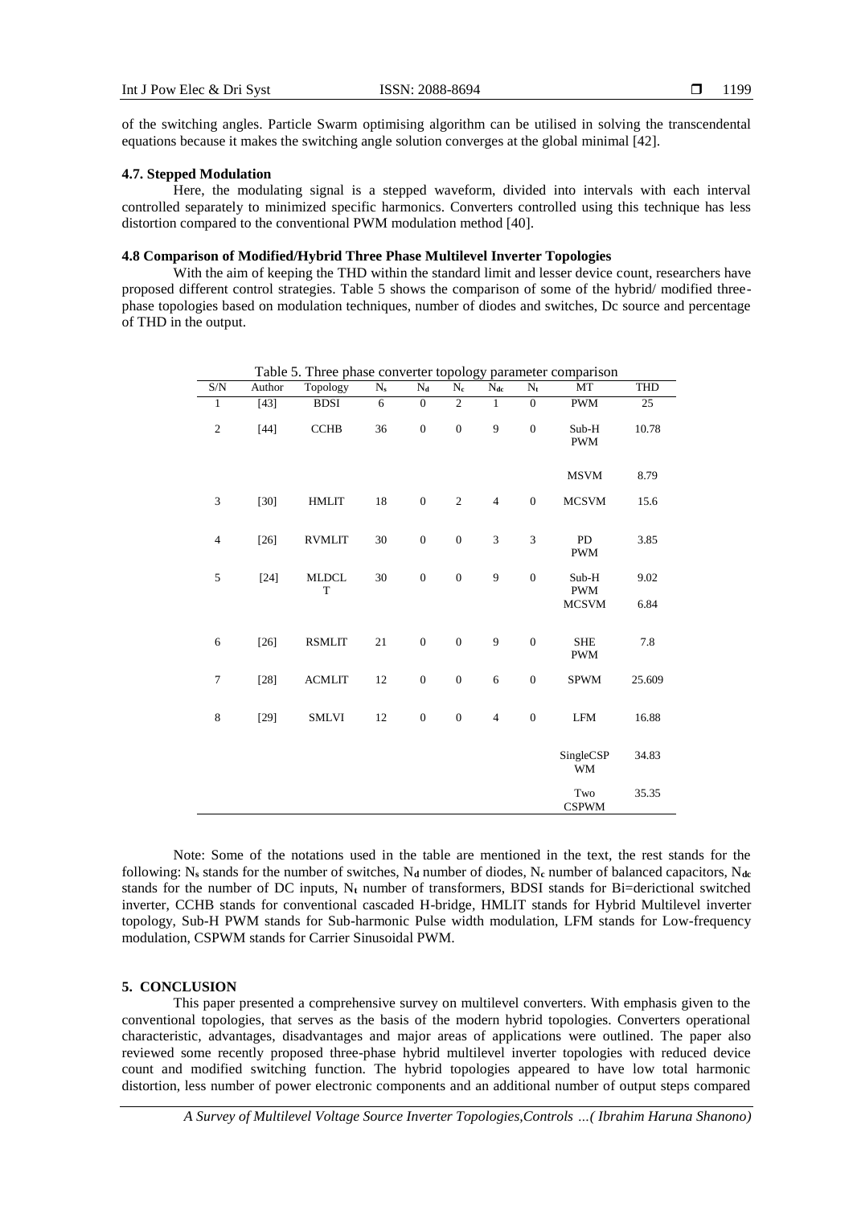of the switching angles. Particle Swarm optimising algorithm can be utilised in solving the transcendental equations because it makes the switching angle solution converges at the global minimal [42].

### 4.7. Stepped Modulation

Here, the modulating signal is a stepped waveform, divided into intervals with each interval controlled separately to minimized specific harmonics. Converters controlled using this technique has less distortion compared to the conventional PWM modulation method [40].

### 4.8 Comparison of Modified/Hybrid Three Phase Multilevel Inverter Topologies

With the aim of keeping the THD within the standard limit and lesser device count, researchers have proposed different control strategies. Table 5 shows the comparison of some of the hybrid/ modified three-phase topologies based on modulation techniques, number of diodes and switches, Dc source and percentage of THD in the output.

Table 5. Three phase converter topology parameter comparison

| S/N | Author | Topology | $N_s$ | $N_d$ | $N_c$ | $N_{dc}$ | $N_t$ | MT | THD |
|---|---|---|---|---|---|---|---|---|---|
| 1 | [43] | BDSI | 6 | 0 | 2 | 1 | 0 | PWM | 25 |
| 2 | [44] | CCHB | 36 | 0 | 0 | 9 | 0 | Sub-H PWM | 10.78 |
| | | | | | | | | MSVM | 8.79 |
| 3 | [30] | HMLIT | 18 | 0 | 2 | 4 | 0 | MCSVM | 15.6 |
| 4 | [26] | RVMLIT | 30 | 0 | 0 | 3 | 3 | PD PWM | 3.85 |
| 5 | [24] | MLDCLT | 30 | 0 | 0 | 9 | 0 | Sub-H PWM | 9.02 |
| | | | | | | | | MCSVM | 6.84 |
| 6 | [26] | RSMLIT | 21 | 0 | 0 | 9 | 0 | SHE PWM | 7.8 |
| 7 | [28] | ACMLIT | 12 | 0 | 0 | 6 | 0 | SPWM | 25.609 |
| 8 | [29] | SMLVI | 12 | 0 | 0 | 4 | 0 | LFM | 16.88 |
| | | | | | | | | SingleCSPWM | 34.83 |
| | | | | | | | | Two CSPWM | 35.35 |

Note: Some of the notations used in the table are mentioned in the text, the rest stands for the following: $N_s$ stands for the number of switches, $N_d$ number of diodes, $N_c$ number of balanced capacitors, $N_{dc}$ stands for the number of DC inputs, $N_t$ number of transformers, BDSI stands for Bi=derictional switched inverter, CCHB stands for conventional cascaded H-bridge, HMLIT stands for Hybrid Multilevel inverter topology, Sub-H PWM stands for Sub-harmonic Pulse width modulation, LFM stands for Low-frequency modulation, CSPWM stands for Carrier Sinusoidal PWM.

## 5. CONCLUSION

This paper presented a comprehensive survey on multilevel converters. With emphasis given to the conventional topologies, that serves as the basis of the modern hybrid topologies. Converters operational characteristic, advantages, disadvantages and major areas of applications were outlined. The paper also reviewed some recently proposed three-phase hybrid multilevel inverter topologies with reduced device count and modified switching function. The hybrid topologies appeared to have low total harmonic distortion, less number of power electronic components and an additional number of output steps compared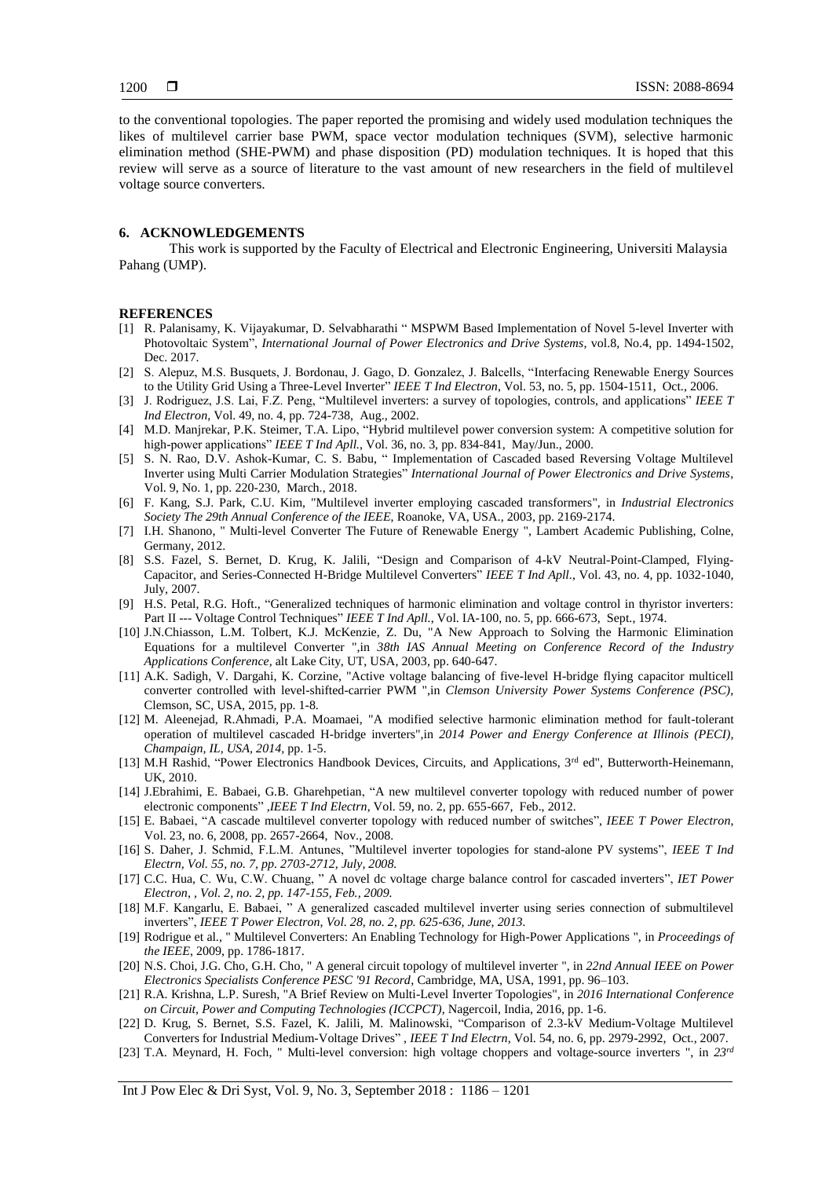to the conventional topologies. The paper reported the promising and widely used modulation techniques the likes of multilevel carrier base PWM, space vector modulation techniques (SVM), selective harmonic elimination method (SHE-PWM) and phase disposition (PD) modulation techniques. It is hoped that this review will serve as a source of literature to the vast amount of new researchers in the field of multilevel voltage source converters.

## 6. ACKNOWLEDGEMENTS

This work is supported by the Faculty of Electrical and Electronic Engineering, Universiti Malaysia Pahang (UMP).

## REFERENCES

[1] R. Palanisamy, K. Vijayakumar, D. Selvabharathi " MSPWM Based Implementation of Novel 5-level Inverter with Photovoltaic System", *International Journal of Power Electronics and Drive Systems*, vol.8, No.4, pp. 1494-1502, Dec. 2017.

[2] S. Alepuz, M.S. Busquets, J. Bordonau, J. Gago, D. Gonzalez, J. Balcells, "Interfacing Renewable Energy Sources to the Utility Grid Using a Three-Level Inverter" *IEEE T Ind Electron*, Vol. 53, no. 5, pp. 1504-1511, Oct., 2006.

[3] J. Rodriguez, J.S. Lai, F.Z. Peng, "Multilevel inverters: a survey of topologies, controls, and applications" *IEEE T Ind Electron*, Vol. 49, no. 4, pp. 724-738, Aug., 2002.

[4] M.D. Manjrekar, P.K. Steimer, T.A. Lipo, "Hybrid multilevel power conversion system: A competitive solution for high-power applications" *IEEE T Ind Apll.*, Vol. 36, no. 3, pp. 834-841, May/Jun., 2000.

[5] S. N. Rao, D.V. Ashok-Kumar, C. S. Babu, " Implementation of Cascaded based Reversing Voltage Multilevel Inverter using Multi Carrier Modulation Strategies" *International Journal of Power Electronics and Drive Systems*, Vol. 9, No. 1, pp. 220-230, March., 2018.

[6] F. Kang, S.J. Park, C.U. Kim, "Multilevel inverter employing cascaded transformers", in *Industrial Electronics Society The 29th Annual Conference of the IEEE*, Roanoke, VA, USA., 2003, pp. 2169-2174.

[7] I.H. Shanono, " Multi-level Converter The Future of Renewable Energy ", Lambert Academic Publishing, Colne, Germany, 2012.

[8] S.S. Fazel, S. Bernet, D. Krug, K. Jalili, "Design and Comparison of 4-kV Neutral-Point-Clamped, Flying-Capacitor, and Series-Connected H-Bridge Multilevel Converters" *IEEE T Ind Apll.*, Vol. 43, no. 4, pp. 1032-1040, July, 2007.

[9] H.S. Petal, R.G. Hoft., "Generalized techniques of harmonic elimination and voltage control in thyristor inverters: Part II --- Voltage Control Techniques" *IEEE T Ind Apll.*, Vol. IA-100, no. 5, pp. 666-673, Sept., 1974.

[10] J.N.Chiasson, L.M. Tolbert, K.J. McKenzie, Z. Du, "A New Approach to Solving the Harmonic Elimination Equations for a multilevel Converter ",in *38th IAS Annual Meeting on Conference Record of the Industry Applications Conference*, alt Lake City, UT, USA, 2003, pp. 640-647.

[11] A.K. Sadigh, V. Dargahi, K. Corzine, "Active voltage balancing of five-level H-bridge flying capacitor multicell converter controlled with level-shifted-carrier PWM ",in *Clemson University Power Systems Conference (PSC)*, Clemson, SC, USA, 2015, pp. 1-8.

[12] M. Aleenejad, R.Ahmadi, P.A. Moamaei, "A modified selective harmonic elimination method for fault-tolerant operation of multilevel cascaded H-bridge inverters",in *2014 Power and Energy Conference at Illinois (PECI), Champaign, IL, USA, 2014*, pp. 1-5.

[13] M.H Rashid, "Power Electronics Handbook Devices, Circuits, and Applications, 3rd ed", Butterworth-Heinemann, UK, 2010.

[14] J.Ebrahimi, E. Babaei, G.B. Gharehpetian, "A new multilevel converter topology with reduced number of power electronic components" ,*IEEE T Ind Electrn*, Vol. 59, no. 2, pp. 655-667, Feb., 2012.

[15] E. Babaei, "A cascade multilevel converter topology with reduced number of switches", *IEEE T Power Electron*, Vol. 23, no. 6, 2008, pp. 2657-2664, Nov., 2008.

[16] S. Daher, J. Schmid, F.L.M. Antunes, "Multilevel inverter topologies for stand-alone PV systems", *IEEE T Ind Electrn, Vol. 55, no. 7, pp. 2703-2712, July, 2008.*

[17] C.C. Hua, C. Wu, C.W. Chuang, " A novel dc voltage charge balance control for cascaded inverters", *IET Power Electron, , Vol. 2, no. 2, pp. 147-155, Feb., 2009.*

[18] M.F. Kangarlu, E. Babaei, " A generalized cascaded multilevel inverter using series connection of submultilevel inverters", *IEEE T Power Electron, Vol. 28, no. 2, pp. 625-636, June, 2013.*

[19] Rodrigue et al., " Multilevel Converters: An Enabling Technology for High-Power Applications ", in *Proceedings of the IEEE*, 2009, pp. 1786-1817.

[20] N.S. Choi, J.G. Cho, G.H. Cho, " A general circuit topology of multilevel inverter ", in *22nd Annual IEEE on Power Electronics Specialists Conference PESC '91 Record*, Cambridge, MA, USA, 1991, pp. 96–103.

[21] R.A. Krishna, L.P. Suresh, "A Brief Review on Multi-Level Inverter Topologies", in *2016 International Conference on Circuit, Power and Computing Technologies (ICCPCT)*, Nagercoil, India, 2016, pp. 1-6.

[22] D. Krug, S. Bernet, S.S. Fazel, K. Jalili, M. Malinowski, "Comparison of 2.3-kV Medium-Voltage Multilevel Converters for Industrial Medium-Voltage Drives" , *IEEE T Ind Electrn*, Vol. 54, no. 6, pp. 2979-2992, Oct., 2007.

[23] T.A. Meynard, H. Foch, " Multi-level conversion: high voltage choppers and voltage-source inverters ", in *23rd*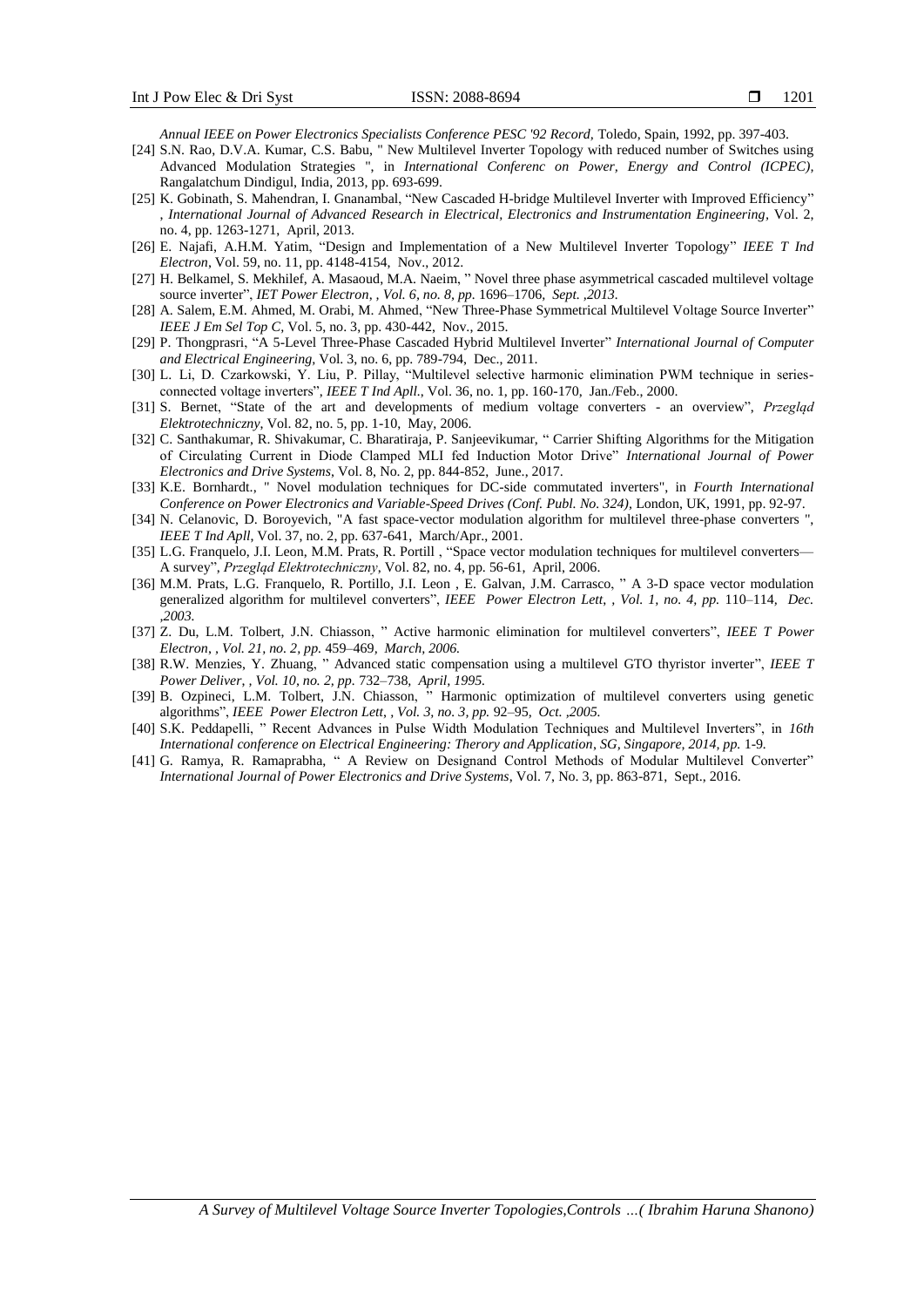*Annual IEEE on Power Electronics Specialists Conference PESC '92 Record,* Toledo, Spain, 1992, pp. 397-403.

[24] S.N. Rao, D.V.A. Kumar, C.S. Babu, " New Multilevel Inverter Topology with reduced number of Switches using Advanced Modulation Strategies ", in *International Conferenc on Power, Energy and Control (ICPEC),* Rangalatchum Dindigul, India, 2013, pp. 693-699.

[25] K. Gobinath, S. Mahendran, I. Gnanambal, "New Cascaded H-bridge Multilevel Inverter with Improved Efficiency" , *International Journal of Advanced Research in Electrical, Electronics and Instrumentation Engineering*, Vol. 2, no. 4, pp. 1263-1271, April, 2013.

[26] E. Najafi, A.H.M. Yatim, "Design and Implementation of a New Multilevel Inverter Topology" *IEEE T Ind Electron*, Vol. 59, no. 11, pp. 4148-4154, Nov., 2012.

[27] H. Belkamel, S. Mekhilef, A. Masaoud, M.A. Naeim, " Novel three phase asymmetrical cascaded multilevel voltage source inverter", *IET Power Electron, , Vol. 6, no. 8, pp.* 1696–1706, *Sept. ,2013.*

[28] A. Salem, E.M. Ahmed, M. Orabi, M. Ahmed, "New Three-Phase Symmetrical Multilevel Voltage Source Inverter" *IEEE J Em Sel Top C*, Vol. 5, no. 3, pp. 430-442, Nov., 2015.

[29] P. Thongprasri, "A 5-Level Three-Phase Cascaded Hybrid Multilevel Inverter" *International Journal of Computer and Electrical Engineering,* Vol. 3, no. 6, pp. 789-794, Dec., 2011.

[30] L. Li, D. Czarkowski, Y. Liu, P. Pillay, "Multilevel selective harmonic elimination PWM technique in series-connected voltage inverters", *IEEE T Ind Apll.*, Vol. 36, no. 1, pp. 160-170, Jan./Feb., 2000.

[31] S. Bernet, "State of the art and developments of medium voltage converters - an overview", *Przegląd Elektrotechniczny,* Vol. 82, no. 5, pp. 1-10, May, 2006.

[32] C. Santhakumar, R. Shivakumar, C. Bharatiraja, P. Sanjeevikumar, " Carrier Shifting Algorithms for the Mitigation of Circulating Current in Diode Clamped MLI fed Induction Motor Drive" *International Journal of Power Electronics and Drive Systems*, Vol. 8, No. 2, pp. 844-852, June., 2017.

[33] K.E. Bornhardt., " Novel modulation techniques for DC-side commutated inverters", in *Fourth International Conference on Power Electronics and Variable-Speed Drives (Conf. Publ. No. 324),* London, UK, 1991, pp. 92-97.

[34] N. Celanovic, D. Boroyevich, "A fast space-vector modulation algorithm for multilevel three-phase converters ", *IEEE T Ind Apll*, Vol. 37, no. 2, pp. 637-641, March/Apr., 2001.

[35] L.G. Franquelo, J.I. Leon, M.M. Prats, R. Portill , "Space vector modulation techniques for multilevel converters—A survey", *Przegląd Elektrotechniczny*, Vol. 82, no. 4, pp. 56-61, April, 2006.

[36] M.M. Prats, L.G. Franquelo, R. Portillo, J.I. Leon , E. Galvan, J.M. Carrasco, " A 3-D space vector modulation generalized algorithm for multilevel converters", *IEEE Power Electron Lett, , Vol. 1, no. 4, pp.* 110–114*, Dec. ,2003.*

[37] Z. Du, L.M. Tolbert, J.N. Chiasson, " Active harmonic elimination for multilevel converters", *IEEE T Power Electron, , Vol. 21, no. 2, pp.* 459–469*, March, 2006.*

[38] R.W. Menzies, Y. Zhuang, " Advanced static compensation using a multilevel GTO thyristor inverter", *IEEE T Power Deliver, , Vol. 10, no. 2, pp.* 732–738*, April, 1995.*

[39] B. Ozpineci, L.M. Tolbert, J.N. Chiasson, " Harmonic optimization of multilevel converters using genetic algorithms", *IEEE Power Electron Lett, , Vol. 3, no. 3, pp.* 92–95*, Oct. ,2005.*

[40] S.K. Peddapelli, " Recent Advances in Pulse Width Modulation Techniques and Multilevel Inverters", in *16th International conference on Electrical Engineering: Therory and Application*, *SG, Singapore, 2014, pp.* 1-9.

[41] G. Ramya, R. Ramaprabha, " A Review on Designand Control Methods of Modular Multilevel Converter" *International Journal of Power Electronics and Drive Systems*, Vol. 7, No. 3, pp. 863-871, Sept., 2016.